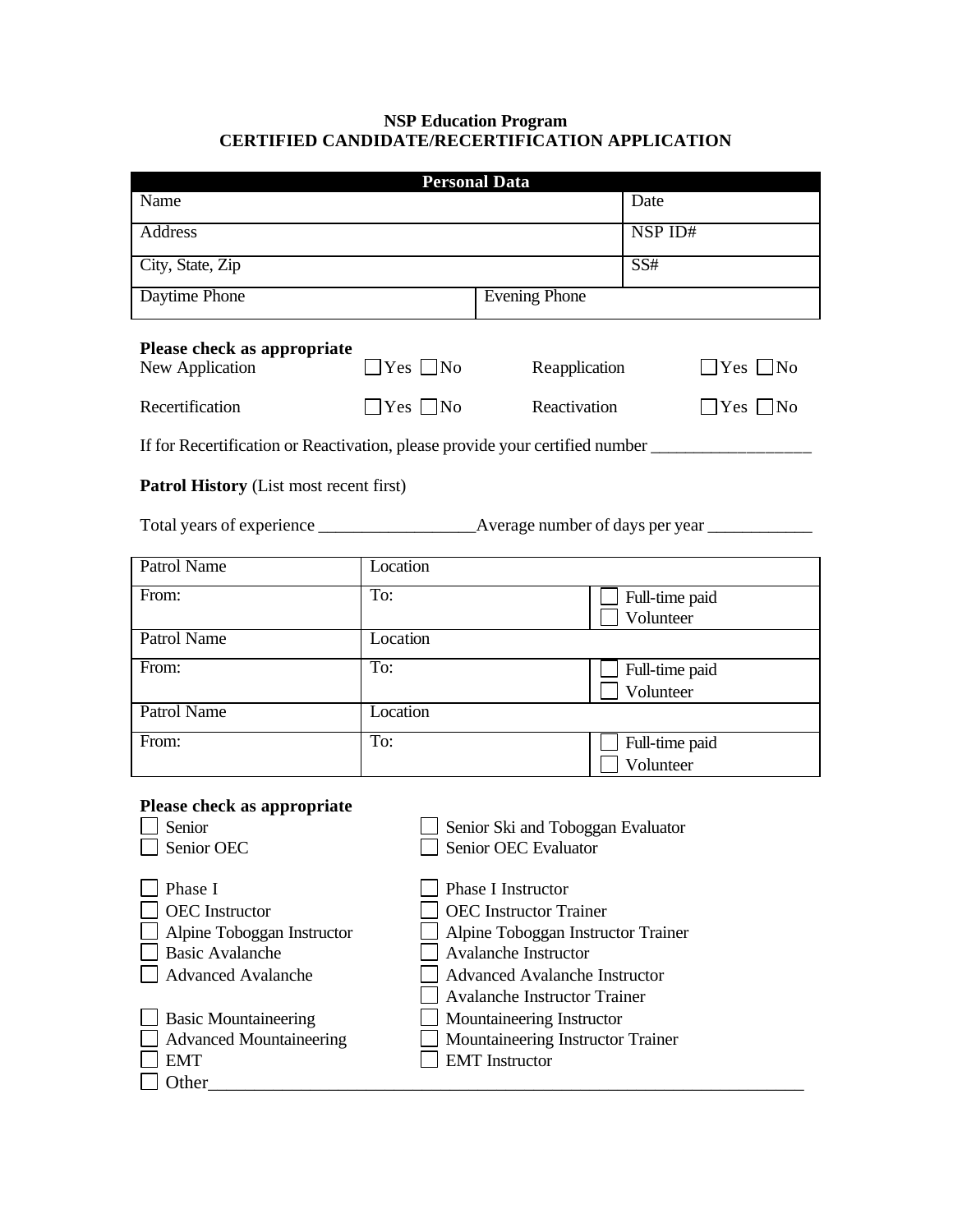# NSP Education Program
## CERTIFIED CANDIDATE/RECERTIFICATION APPLICATION

| Personal Data | | |
|---|---|---|
| Name | | Date |
| Address | | NSP ID# |
| City, State, Zip | | SS# |
| Daytime Phone | Evening Phone | |

**Please check as appropriate**

| | | | |
|---|---|---|---|
| New Application | ☐Yes ☐No | Reapplication | ☐Yes ☐No |
| Recertification | ☐Yes ☐No | Reactivation | ☐Yes ☐No |

If for Recertification or Reactivation, please provide your certified number ___________________

**Patrol History** (List most recent first)

Total years of experience ___________________Average number of days per year ____________

| Patrol Name | Location | |
|---|---|---|
| From: | To: | ☐ Full-time paid<br>☐ Volunteer |
| Patrol Name | Location | |
| From: | To: | ☐ Full-time paid<br>☐ Volunteer |
| Patrol Name | Location | |
| From: | To: | ☐ Full-time paid<br>☐ Volunteer |

**Please check as appropriate**

- ☐ Senior
- ☐ Senior OEC
- ☐ Senior Ski and Toboggan Evaluator
- ☐ Senior OEC Evaluator

- ☐ Phase I
- ☐ OEC Instructor
- ☐ Alpine Toboggan Instructor
- ☐ Basic Avalanche
- ☐ Advanced Avalanche
- ☐ Phase I Instructor
- ☐ OEC Instructor Trainer
- ☐ Alpine Toboggan Instructor Trainer
- ☐ Avalanche Instructor
- ☐ Advanced Avalanche Instructor
- ☐ Avalanche Instructor Trainer

- ☐ Basic Mountaineering
- ☐ Advanced Mountaineering
- ☐ EMT
- ☐ Mountaineering Instructor
- ☐ Mountaineering Instructor Trainer
- ☐ EMT Instructor
- ☐ Other_____________________________________________________________________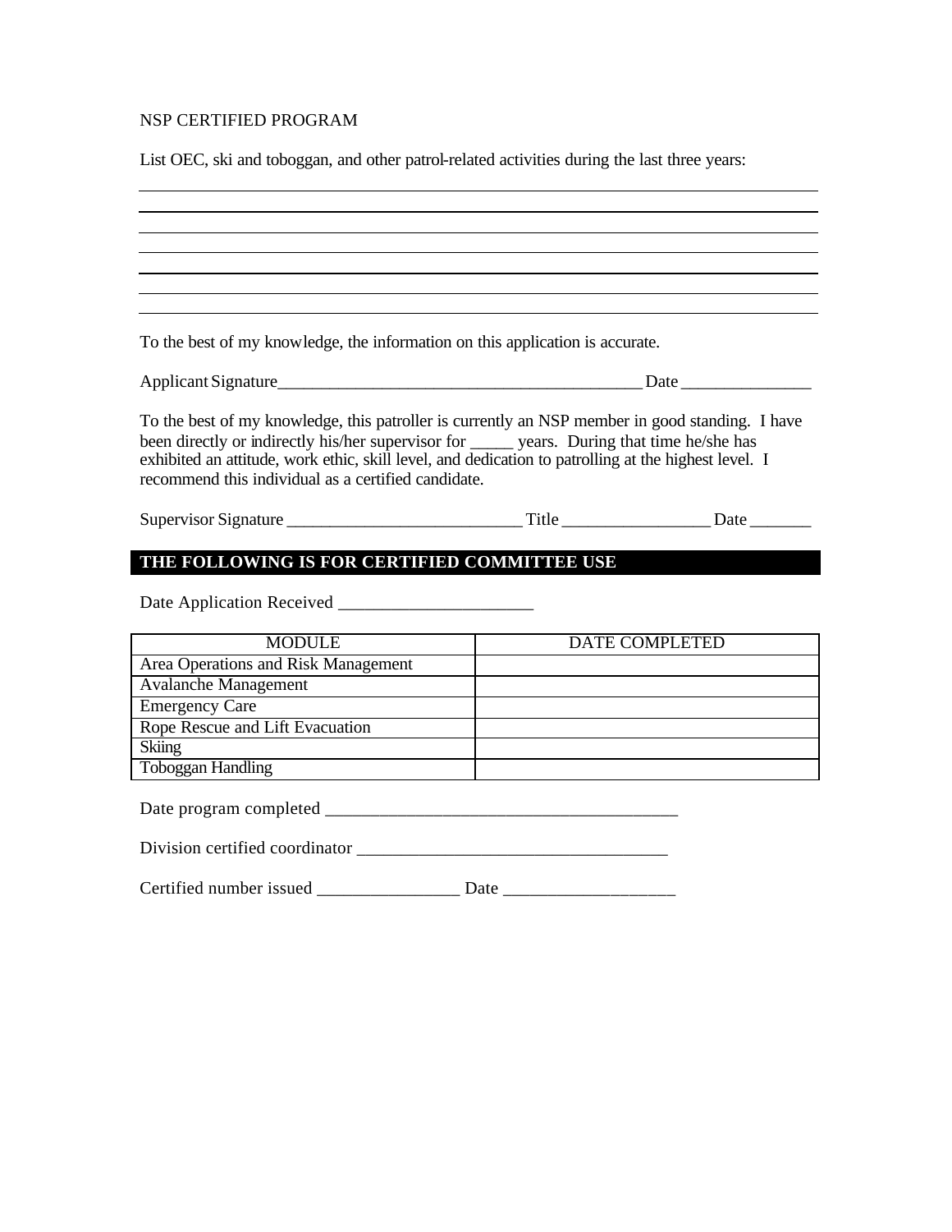NSP CERTIFIED PROGRAM

List OEC, ski and toboggan, and other patrol-related activities during the last three years:

___________________________________________________________________________

___________________________________________________________________________

___________________________________________________________________________

___________________________________________________________________________

___________________________________________________________________________

___________________________________________________________________________

___________________________________________________________________________

To the best of my knowledge, the information on this application is accurate.

Applicant Signature___________________________________________ Date _______________

To the best of my knowledge, this patroller is currently an NSP member in good standing. I have been directly or indirectly his/her supervisor for _____ years. During that time he/she has exhibited an attitude, work ethic, skill level, and dedication to patrolling at the highest level. I recommend this individual as a certified candidate.

Supervisor Signature ___________________________ Title _________________ Date _______

**THE FOLLOWING IS FOR CERTIFIED COMMITTEE USE**

Date Application Received ______________________

| MODULE | DATE COMPLETED |
| --- | --- |
| Area Operations and Risk Management | |
| Avalanche Management | |
| Emergency Care | |
| Rope Rescue and Lift Evacuation | |
| Skiing | |
| Toboggan Handling | |

Date program completed _______________________________________

Division certified coordinator ___________________________________

Certified number issued ________________ Date ___________________